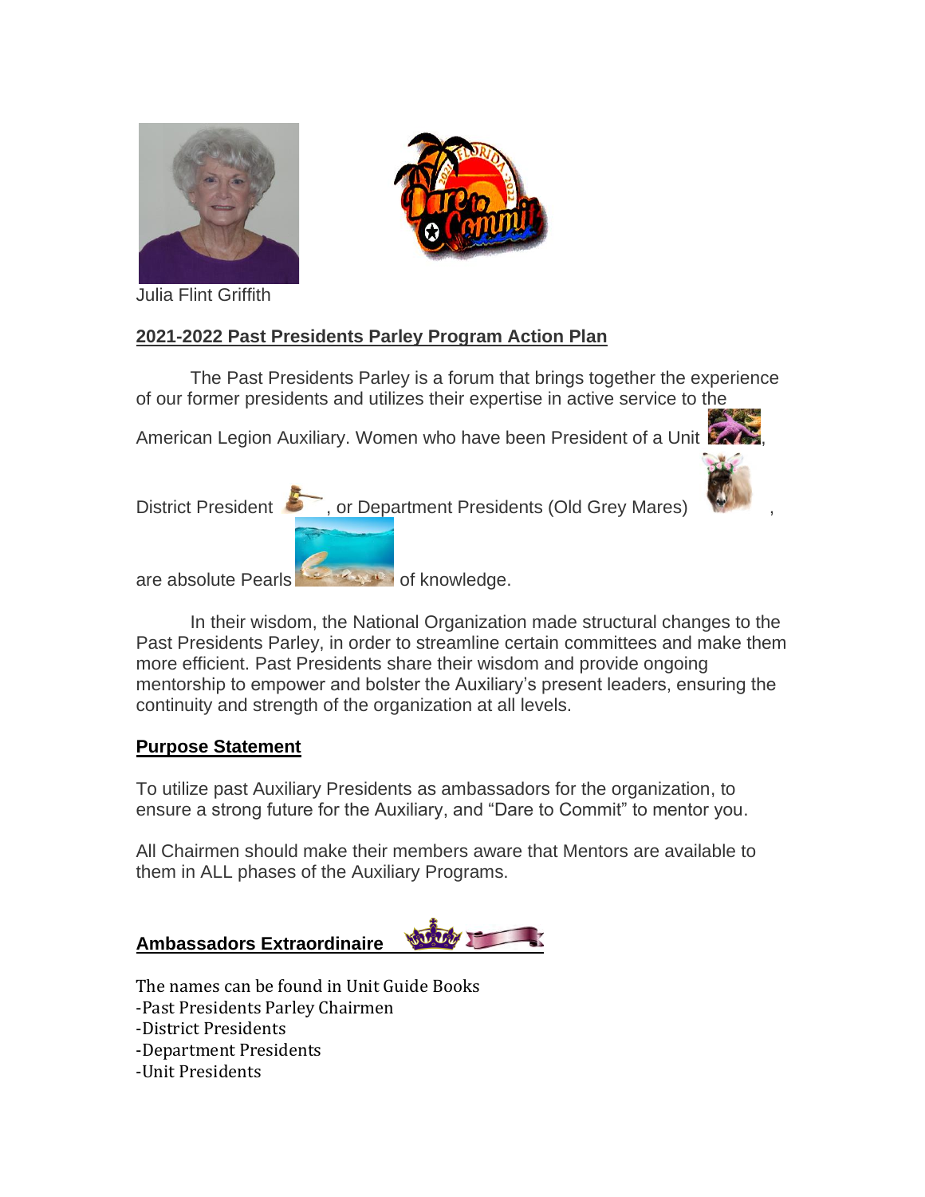Julia Flint Griffith

## 2021-2022 Past Presidents Parley Program Action Plan

The Past Presidents Parley is a forum that brings together the experience of our former presidents and utilizes their expertise in active service to the American Legion Auxiliary. Women who have been President of a Unit , District President , or Department Presidents (Old Grey Mares) , are absolute Pearls of knowledge.

In their wisdom, the National Organization made structural changes to the Past Presidents Parley, in order to streamline certain committees and make them more efficient. Past Presidents share their wisdom and provide ongoing mentorship to empower and bolster the Auxiliary's present leaders, ensuring the continuity and strength of the organization at all levels.

## Purpose Statement

To utilize past Auxiliary Presidents as ambassadors for the organization, to ensure a strong future for the Auxiliary, and "Dare to Commit" to mentor you.

All Chairmen should make their members aware that Mentors are available to them in ALL phases of the Auxiliary Programs.

## Ambassadors Extraordinaire

The names can be found in Unit Guide Books
- Past Presidents Parley Chairmen
- District Presidents
- Department Presidents
- Unit Presidents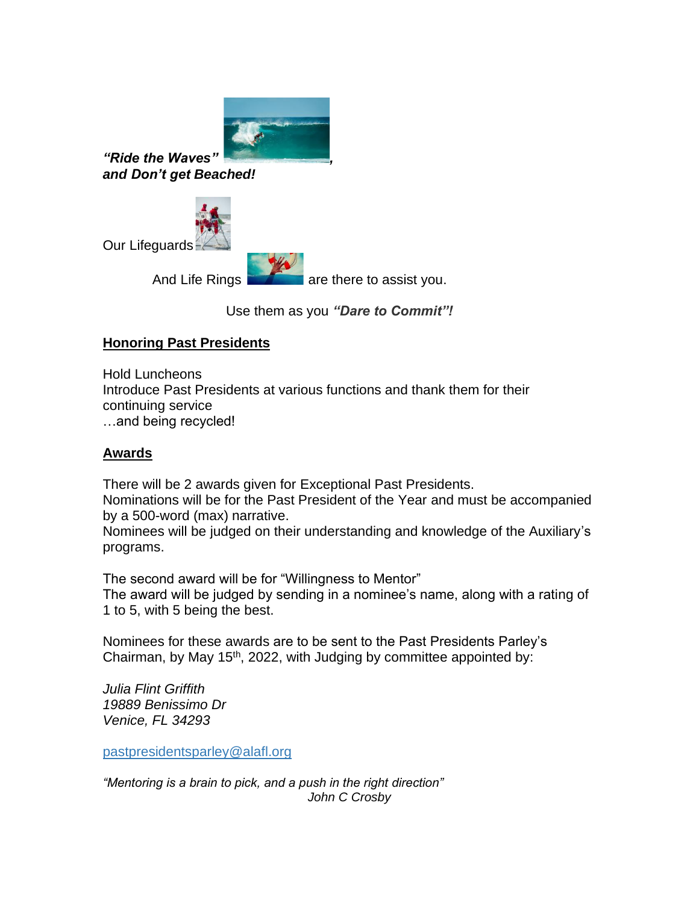***"Ride the Waves"*** ***,***
***and Don't get Beached!***

Our Lifeguards

And Life Rings are there to assist you.

Use them as you ***"Dare to Commit"!***

**<u>Honoring Past Presidents</u>**

Hold Luncheons
Introduce Past Presidents at various functions and thank them for their continuing service
…and being recycled!

**<u>Awards</u>**

There will be 2 awards given for Exceptional Past Presidents.
Nominations will be for the Past President of the Year and must be accompanied by a 500-word (max) narrative.
Nominees will be judged on their understanding and knowledge of the Auxiliary's programs.

The second award will be for "Willingness to Mentor"
The award will be judged by sending in a nominee's name, along with a rating of 1 to 5, with 5 being the best.

Nominees for these awards are to be sent to the Past Presidents Parley's Chairman, by May 15th, 2022, with Judging by committee appointed by:

*Julia Flint Griffith*
*19889 Benissimo Dr*
*Venice, FL 34293*

pastpresidentsparley@alafl.org

*"Mentoring is a brain to pick, and a push in the right direction"*
*John C Crosby*